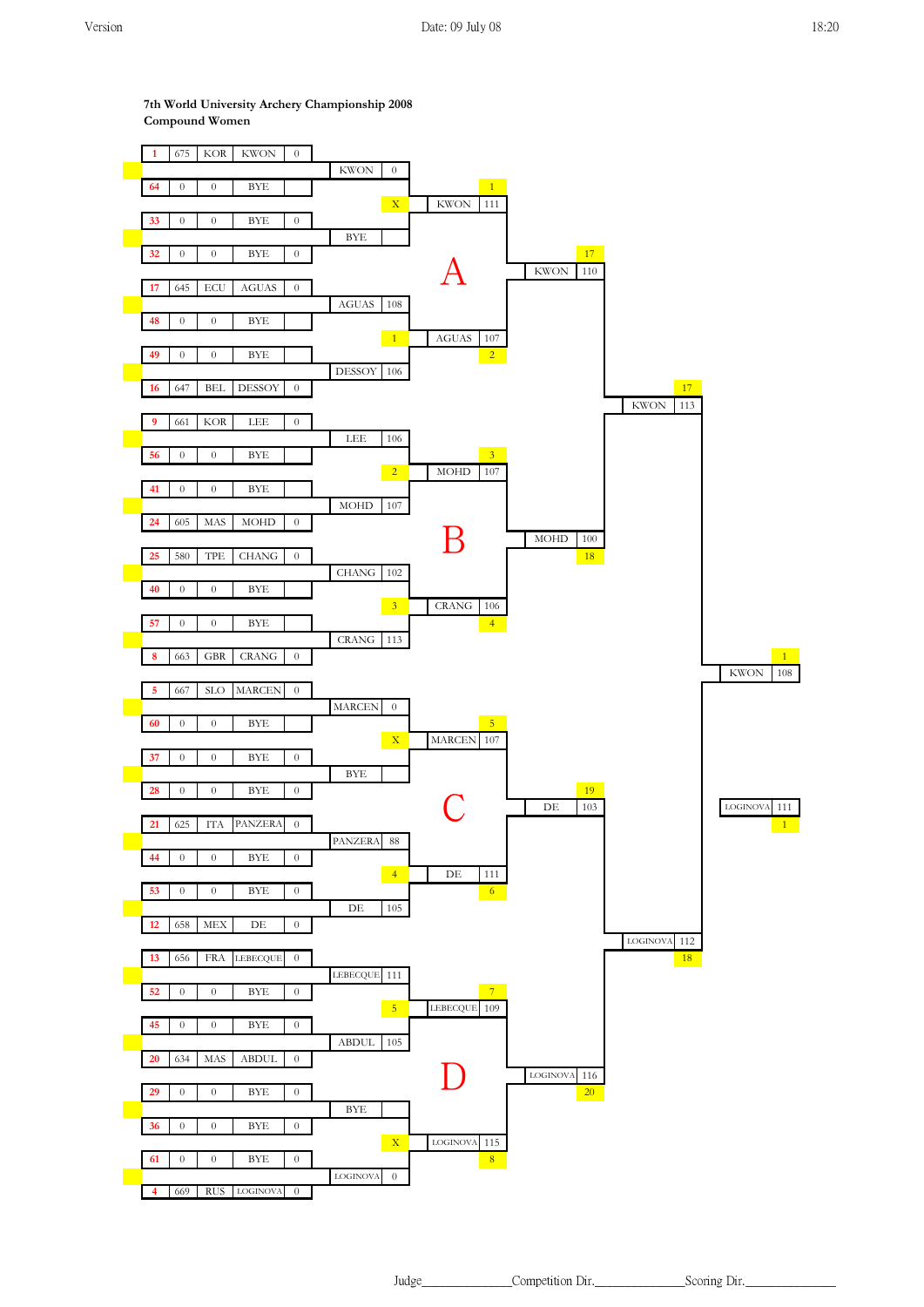### 7th World University Archery Championship 2008
### Compound Women

**Round 1 (seeding)**

| Seed | Score | Nation | Name | Result |
|---|---|---|---|---|
| 1 | 675 | KOR | KWON | 0 |
| 64 | 0 | 0 | BYE | |
| 33 | 0 | 0 | BYE | 0 |
| 32 | 0 | 0 | BYE | 0 |
| 17 | 645 | ECU | AGUAS | 0 |
| 48 | 0 | 0 | BYE | |
| 49 | 0 | 0 | BYE | |
| 16 | 647 | BEL | DESSOY | 0 |
| 9 | 661 | KOR | LEE | 0 |
| 56 | 0 | 0 | BYE | |
| 41 | 0 | 0 | BYE | |
| 24 | 605 | MAS | MOHD | 0 |
| 25 | 580 | TPE | CHANG | 0 |
| 40 | 0 | 0 | BYE | |
| 57 | 0 | 0 | BYE | |
| 8 | 663 | GBR | CRANG | 0 |
| 5 | 667 | SLO | MARCEN | 0 |
| 60 | 0 | 0 | BYE | |
| 37 | 0 | 0 | BYE | 0 |
| 28 | 0 | 0 | BYE | 0 |
| 21 | 625 | ITA | PANZERA | 0 |
| 44 | 0 | 0 | BYE | 0 |
| 53 | 0 | 0 | BYE | 0 |
| 12 | 658 | MEX | DE | 0 |
| 13 | 656 | FRA | LEBECQUE | 0 |
| 52 | 0 | 0 | BYE | 0 |
| 45 | 0 | 0 | BYE | 0 |
| 20 | 634 | MAS | ABDUL | 0 |
| 29 | 0 | 0 | BYE | 0 |
| 36 | 0 | 0 | BYE | 0 |
| 61 | 0 | 0 | BYE | 0 |
| 4 | 669 | RUS | LOGINOVA | 0 |

**1/16 Eliminations**

| Name | Score |
|---|---|
| KWON | 0 |
| BYE | |
| AGUAS | 108 |
| DESSOY | 106 |
| LEE | 106 |
| MOHD | 107 |
| CHANG | 102 |
| CRANG | 113 |
| MARCEN | 0 |
| BYE | |
| PANZERA | 88 |
| DE | 105 |
| LEBECQUE | 111 |
| ABDUL | 105 |
| BYE | |
| LOGINOVA | 0 |

**1/8 Eliminations**

| Group | Target | Name | Score | Target |
|---|---|---|---|---|
| A | X | KWON | 111 | 1 |
| A | 1 | AGUAS | 107 | 2 |
| B | 2 | MOHD | 107 | 3 |
| B | 3 | CRANG | 106 | 4 |
| C | X | MARCEN | 107 | 5 |
| C | 4 | DE | 111 | 6 |
| D | 5 | LEBECQUE | 109 | 7 |
| D | X | LOGINOVA | 115 | 8 |

**Quarterfinals**

| Group | Name | Score | Target |
|---|---|---|---|
| A | KWON | 110 | 17 |
| B | MOHD | 100 | 18 |
| C | DE | 103 | 19 |
| D | LOGINOVA | 116 | 20 |

**Semifinals**

| Name | Score | Target |
|---|---|---|
| KWON | 113 | 17 |
| LOGINOVA | 112 | 18 |

**Final**

| Name | Score | Target |
|---|---|---|
| KWON | 108 | 1 |
| LOGINOVA | 111 | 1 |

Judge______________ Competition Dir.______________ Scoring Dir.______________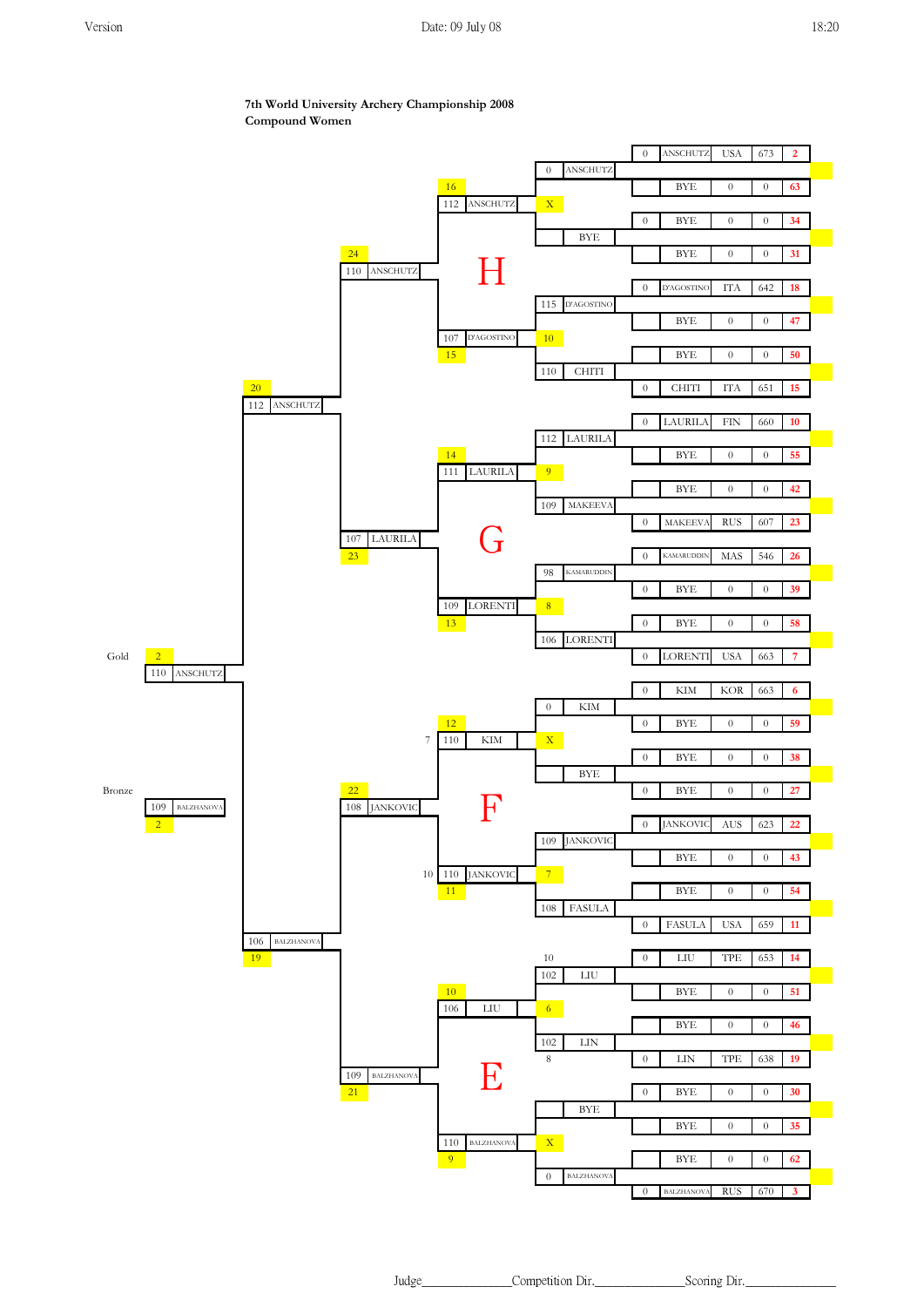**7th World University Archery Championship 2008**
**Compound Women**

Date: 09 July 08 — 18:20

## H

| Score | Name | Country | Qual. | Rank |
|---|---|---|---|---|
| 0 | ANSCHUTZ | USA | 673 | 2 |
|  | BYE | 0 | 0 | 63 |
| 0 | BYE | 0 | 0 | 34 |
|  | BYE | 0 | 0 | 31 |
| 0 | D'AGOSTINO | ITA | 642 | 18 |
|  | BYE | 0 | 0 | 47 |
|  | BYE | 0 | 0 | 50 |
| 0 | CHITI | ITA | 651 | 15 |

Round 2: 0 ANSCHUTZ — BYE (X); 115 D'AGOSTINO — 110 CHITI (10)

Round 3: 112 ANSCHUTZ (16) — 107 D'AGOSTINO (15)

Quarterfinal: 110 ANSCHUTZ (24)

## G

| Score | Name | Country | Qual. | Rank |
|---|---|---|---|---|
| 0 | LAURILA | FIN | 660 | 10 |
|  | BYE | 0 | 0 | 55 |
|  | BYE | 0 | 0 | 42 |
| 0 | MAKEEVA | RUS | 607 | 23 |
| 0 | KAMARUDDIN | MAS | 546 | 26 |
| 0 | BYE | 0 | 0 | 39 |
| 0 | BYE | 0 | 0 | 58 |
| 0 | LORENTI | USA | 663 | 7 |

Round 2: 112 LAURILA — 109 MAKEEVA (9); 98 KAMARUDDIN — 106 LORENTI (8)

Round 3: 111 LAURILA (14) — 109 LORENTI (13)

Quarterfinal: 107 LAURILA (23)

Semifinal: 112 ANSCHUTZ (20)

## F

| Score | Name | Country | Qual. | Rank |
|---|---|---|---|---|
| 0 | KIM | KOR | 663 | 6 |
| 0 | BYE | 0 | 0 | 59 |
| 0 | BYE | 0 | 0 | 38 |
| 0 | BYE | 0 | 0 | 27 |
| 0 | JANKOVIC | AUS | 623 | 22 |
|  | BYE | 0 | 0 | 43 |
|  | BYE | 0 | 0 | 54 |
| 0 | FASULA | USA | 659 | 11 |

Round 2: 0 KIM — BYE (X); 109 JANKOVIC — 108 FASULA (7)

Round 3: 7 110 KIM (12) — 10 110 JANKOVIC (11)

Quarterfinal: 108 JANKOVIC (22)

## E

| Score | Name | Country | Qual. | Rank |
|---|---|---|---|---|
| 0 | LIU | TPE | 653 | 14 |
|  | BYE | 0 | 0 | 51 |
|  | BYE | 0 | 0 | 46 |
| 0 | LIN | TPE | 638 | 19 |
| 0 | BYE | 0 | 0 | 30 |
|  | BYE | 0 | 0 | 35 |
|  | BYE | 0 | 0 | 62 |
| 0 | BALZHANOVA | RUS | 670 | 3 |

Round 2: 10 102 LIU — 102 LIN 8 (6); BYE — 0 BALZHANOVA (X)

Round 3: 106 LIU (10) — 110 BALZHANOVA (9)

Quarterfinal: 109 BALZHANOVA (21)

Semifinal: 106 BALZHANOVA (19)

## Finals

Gold: 110 ANSCHUTZ (2)

Bronze: 109 BALZHANOVA (2)

Judge_______________Competition Dir._______________Scoring Dir._______________